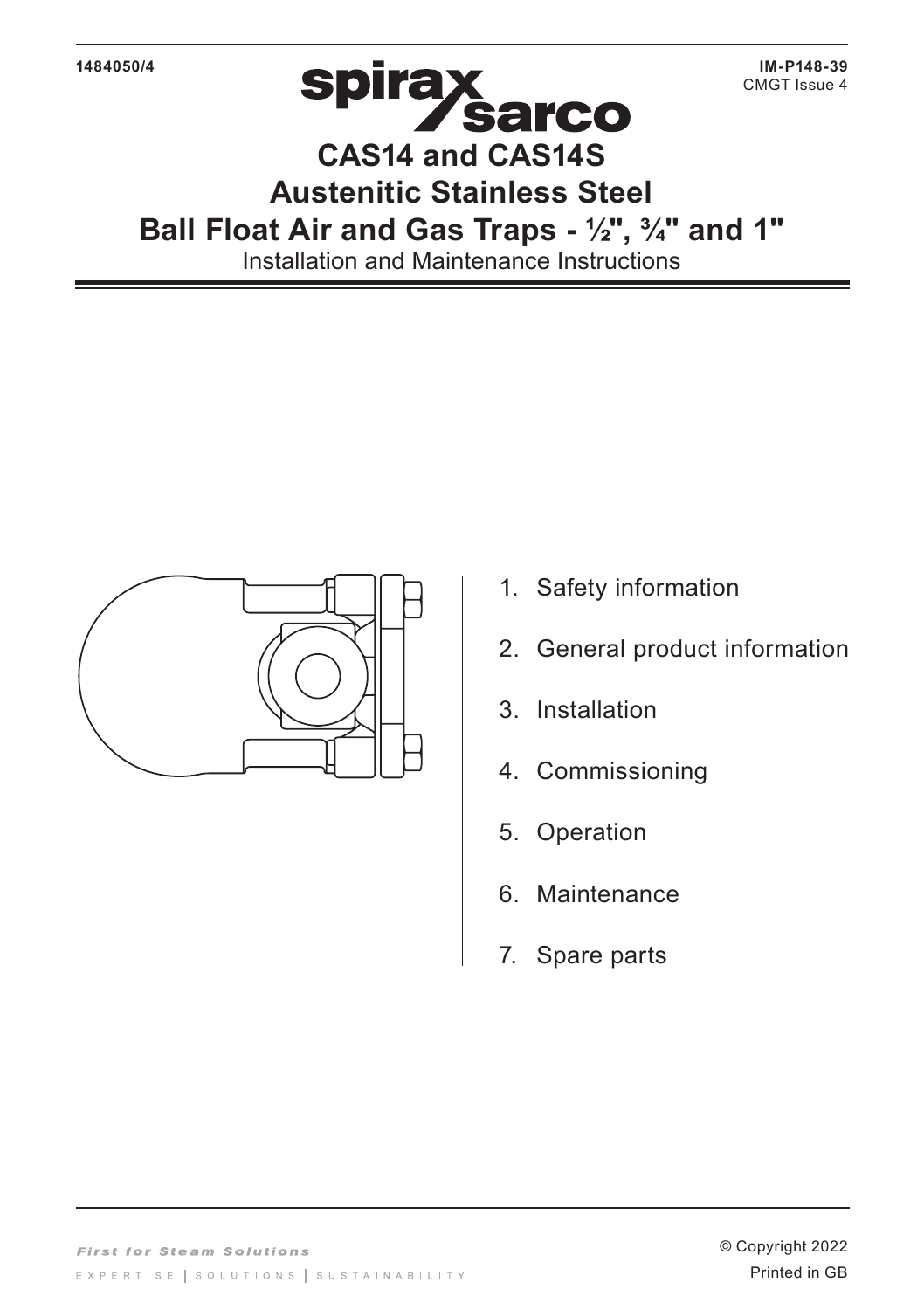1484050/4

IM-P148-39
CMGT Issue 4

# CAS14 and CAS14S
# Austenitic Stainless Steel
# Ball Float Air and Gas Traps - ½", ¾" and 1"

Installation and Maintenance Instructions

1. Safety information
2. General product information
3. Installation
4. Commissioning
5. Operation
6. Maintenance
7. Spare parts

*First for Steam Solutions*

EXPERTISE | SOLUTIONS | SUSTAINABILITY

© Copyright 2022
Printed in GB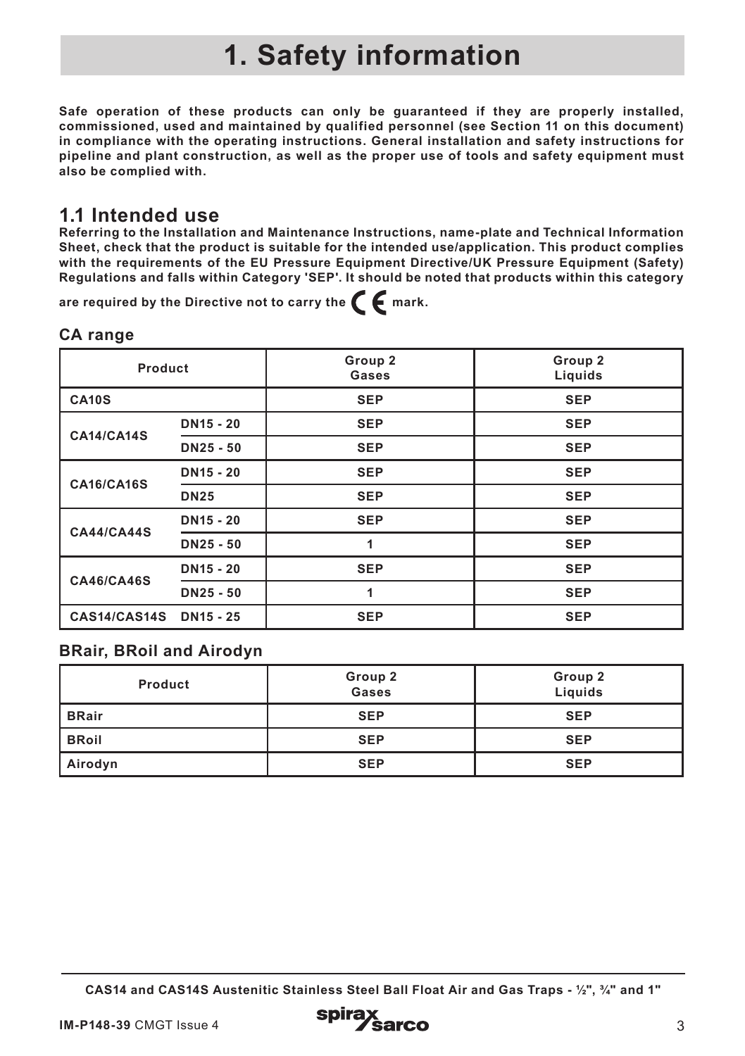# 1. Safety information

**Safe operation of these products can only be guaranteed if they are properly installed, commissioned, used and maintained by qualified personnel (see Section 11 on this document) in compliance with the operating instructions. General installation and safety instructions for pipeline and plant construction, as well as the proper use of tools and safety equipment must also be complied with.**

## 1.1 Intended use

**Referring to the Installation and Maintenance Instructions, name-plate and Technical Information Sheet, check that the product is suitable for the intended use/application. This product complies with the requirements of the EU Pressure Equipment Directive/UK Pressure Equipment (Safety) Regulations and falls within Category 'SEP'. It should be noted that products within this category are required by the Directive not to carry the CE mark.**

### CA range

| Product | | Group 2 Gases | Group 2 Liquids |
|---|---|---|---|
| CA10S | | SEP | SEP |
| CA14/CA14S | DN15 - 20 | SEP | SEP |
| | DN25 - 50 | SEP | SEP |
| CA16/CA16S | DN15 - 20 | SEP | SEP |
| | DN25 | SEP | SEP |
| CA44/CA44S | DN15 - 20 | SEP | SEP |
| | DN25 - 50 | 1 | SEP |
| CA46/CA46S | DN15 - 20 | SEP | SEP |
| | DN25 - 50 | 1 | SEP |
| CAS14/CAS14S | DN15 - 25 | SEP | SEP |

### BRair, BRoil and Airodyn

| Product | Group 2 Gases | Group 2 Liquids |
|---|---|---|
| BRair | SEP | SEP |
| BRoil | SEP | SEP |
| Airodyn | SEP | SEP |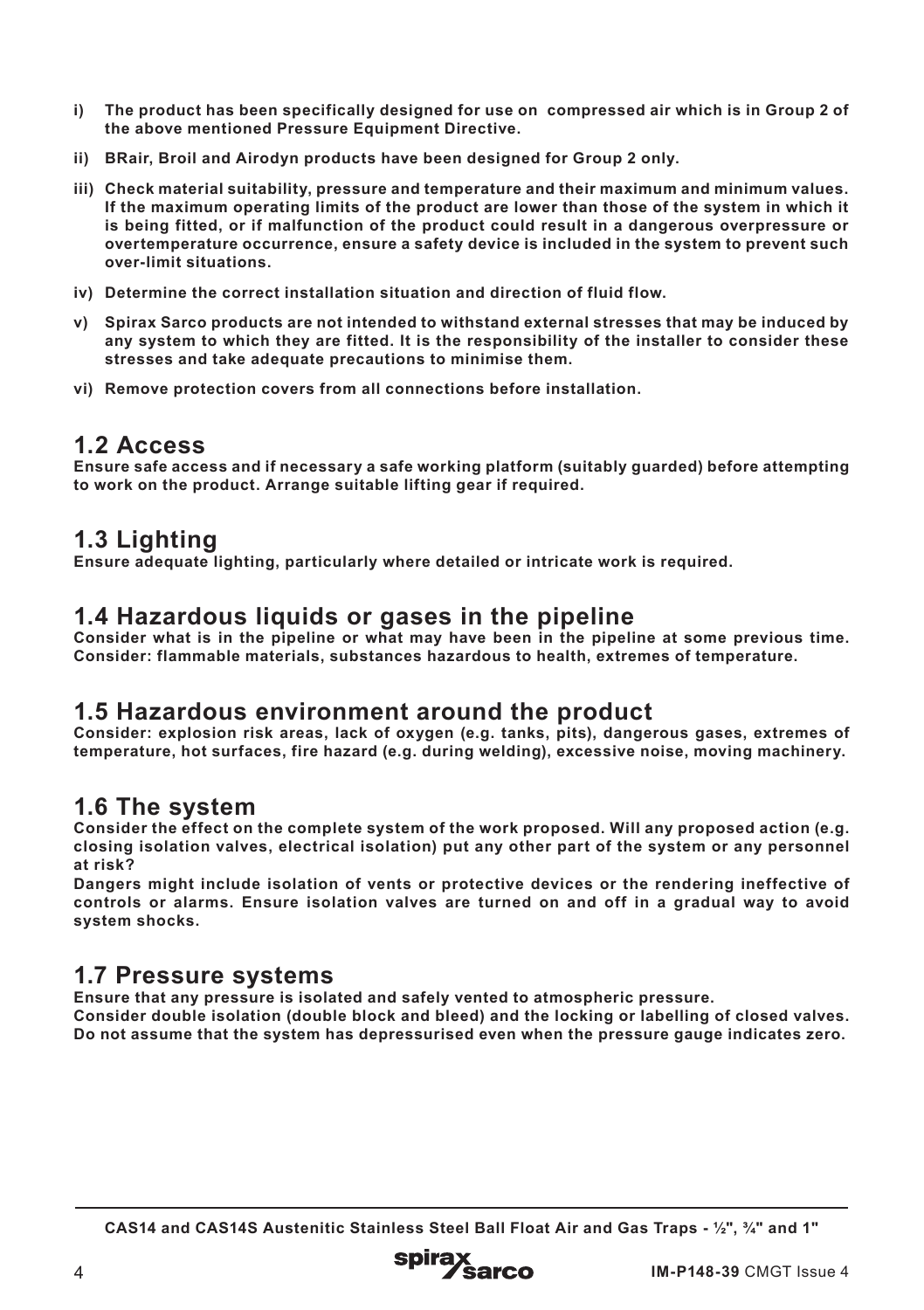**i) The product has been specifically designed for use on compressed air which is in Group 2 of the above mentioned Pressure Equipment Directive.**

**ii) BRair, Broil and Airodyn products have been designed for Group 2 only.**

**iii) Check material suitability, pressure and temperature and their maximum and minimum values. If the maximum operating limits of the product are lower than those of the system in which it is being fitted, or if malfunction of the product could result in a dangerous overpressure or overtemperature occurrence, ensure a safety device is included in the system to prevent such over-limit situations.**

**iv) Determine the correct installation situation and direction of fluid flow.**

**v) Spirax Sarco products are not intended to withstand external stresses that may be induced by any system to which they are fitted. It is the responsibility of the installer to consider these stresses and take adequate precautions to minimise them.**

**vi) Remove protection covers from all connections before installation.**

## 1.2 Access

**Ensure safe access and if necessary a safe working platform (suitably guarded) before attempting to work on the product. Arrange suitable lifting gear if required.**

## 1.3 Lighting

**Ensure adequate lighting, particularly where detailed or intricate work is required.**

## 1.4 Hazardous liquids or gases in the pipeline

**Consider what is in the pipeline or what may have been in the pipeline at some previous time. Consider: flammable materials, substances hazardous to health, extremes of temperature.**

## 1.5 Hazardous environment around the product

**Consider: explosion risk areas, lack of oxygen (e.g. tanks, pits), dangerous gases, extremes of temperature, hot surfaces, fire hazard (e.g. during welding), excessive noise, moving machinery.**

## 1.6 The system

**Consider the effect on the complete system of the work proposed. Will any proposed action (e.g. closing isolation valves, electrical isolation) put any other part of the system or any personnel at risk?**

**Dangers might include isolation of vents or protective devices or the rendering ineffective of controls or alarms. Ensure isolation valves are turned on and off in a gradual way to avoid system shocks.**

## 1.7 Pressure systems

**Ensure that any pressure is isolated and safely vented to atmospheric pressure.**

**Consider double isolation (double block and bleed) and the locking or labelling of closed valves.**

**Do not assume that the system has depressurised even when the pressure gauge indicates zero.**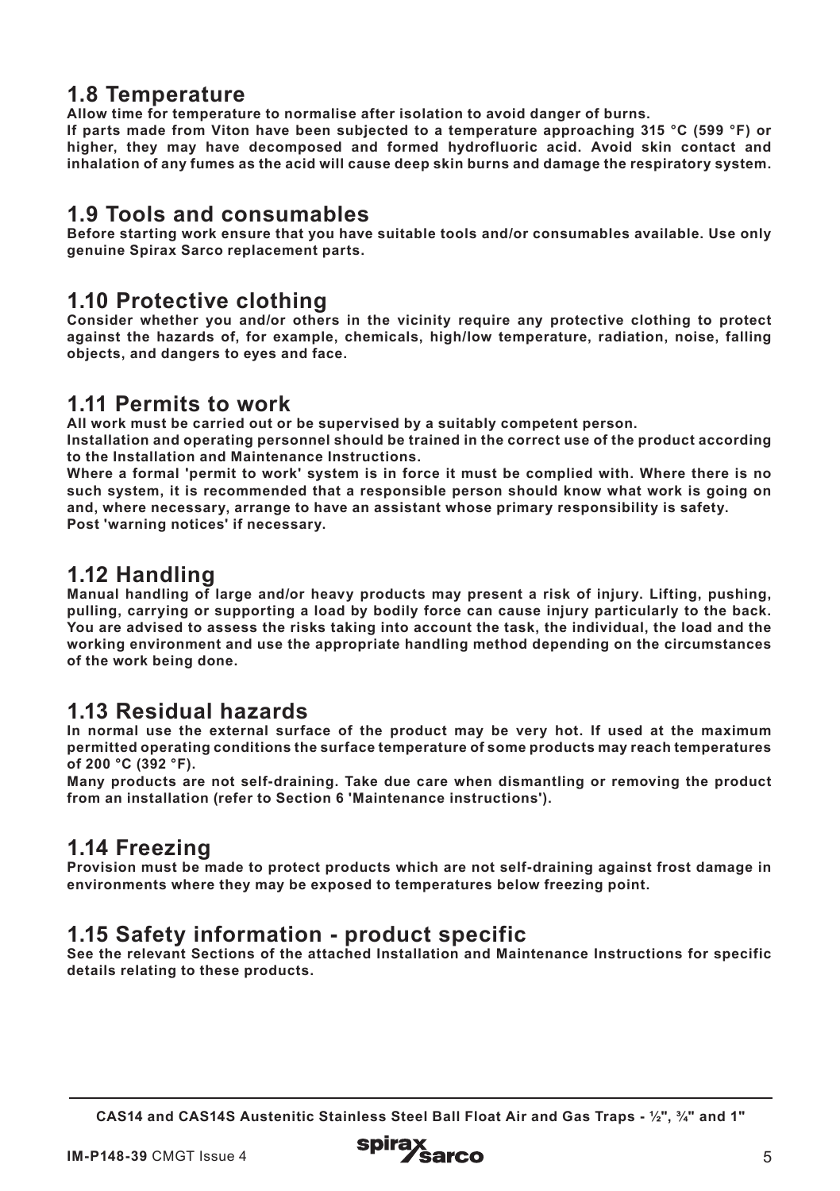## 1.8 Temperature

**Allow time for temperature to normalise after isolation to avoid danger of burns.**

**If parts made from Viton have been subjected to a temperature approaching 315 °C (599 °F) or higher, they may have decomposed and formed hydrofluoric acid. Avoid skin contact and inhalation of any fumes as the acid will cause deep skin burns and damage the respiratory system.**

## 1.9 Tools and consumables

**Before starting work ensure that you have suitable tools and/or consumables available. Use only genuine Spirax Sarco replacement parts.**

## 1.10 Protective clothing

**Consider whether you and/or others in the vicinity require any protective clothing to protect against the hazards of, for example, chemicals, high/low temperature, radiation, noise, falling objects, and dangers to eyes and face.**

## 1.11 Permits to work

**All work must be carried out or be supervised by a suitably competent person.**

**Installation and operating personnel should be trained in the correct use of the product according to the Installation and Maintenance Instructions.**

**Where a formal 'permit to work' system is in force it must be complied with. Where there is no such system, it is recommended that a responsible person should know what work is going on and, where necessary, arrange to have an assistant whose primary responsibility is safety.**

**Post 'warning notices' if necessary.**

## 1.12 Handling

**Manual handling of large and/or heavy products may present a risk of injury. Lifting, pushing, pulling, carrying or supporting a load by bodily force can cause injury particularly to the back. You are advised to assess the risks taking into account the task, the individual, the load and the working environment and use the appropriate handling method depending on the circumstances of the work being done.**

## 1.13 Residual hazards

**In normal use the external surface of the product may be very hot. If used at the maximum permitted operating conditions the surface temperature of some products may reach temperatures of 200 °C (392 °F).**

**Many products are not self-draining. Take due care when dismantling or removing the product from an installation (refer to Section 6 'Maintenance instructions').**

## 1.14 Freezing

**Provision must be made to protect products which are not self-draining against frost damage in environments where they may be exposed to temperatures below freezing point.**

## 1.15 Safety information - product specific

**See the relevant Sections of the attached Installation and Maintenance Instructions for specific details relating to these products.**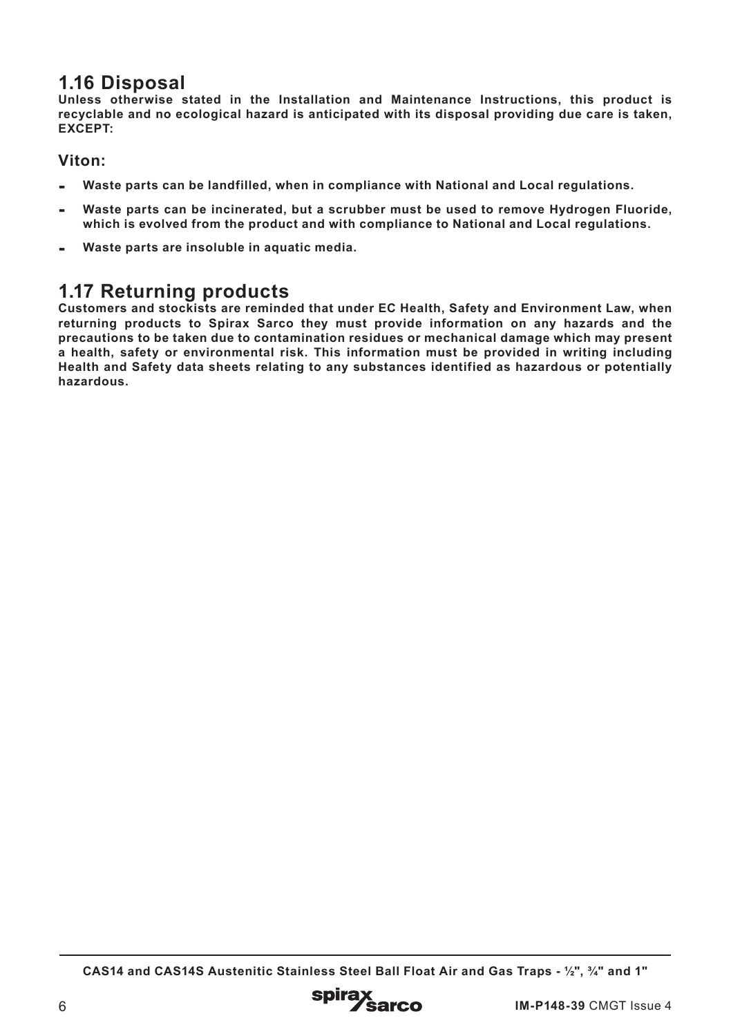## 1.16 Disposal

**Unless otherwise stated in the Installation and Maintenance Instructions, this product is recyclable and no ecological hazard is anticipated with its disposal providing due care is taken, EXCEPT:**

### Viton:

- **Waste parts can be landfilled, when in compliance with National and Local regulations.**
- **Waste parts can be incinerated, but a scrubber must be used to remove Hydrogen Fluoride, which is evolved from the product and with compliance to National and Local regulations.**
- **Waste parts are insoluble in aquatic media.**

## 1.17 Returning products

**Customers and stockists are reminded that under EC Health, Safety and Environment Law, when returning products to Spirax Sarco they must provide information on any hazards and the precautions to be taken due to contamination residues or mechanical damage which may present a health, safety or environmental risk. This information must be provided in writing including Health and Safety data sheets relating to any substances identified as hazardous or potentially hazardous.**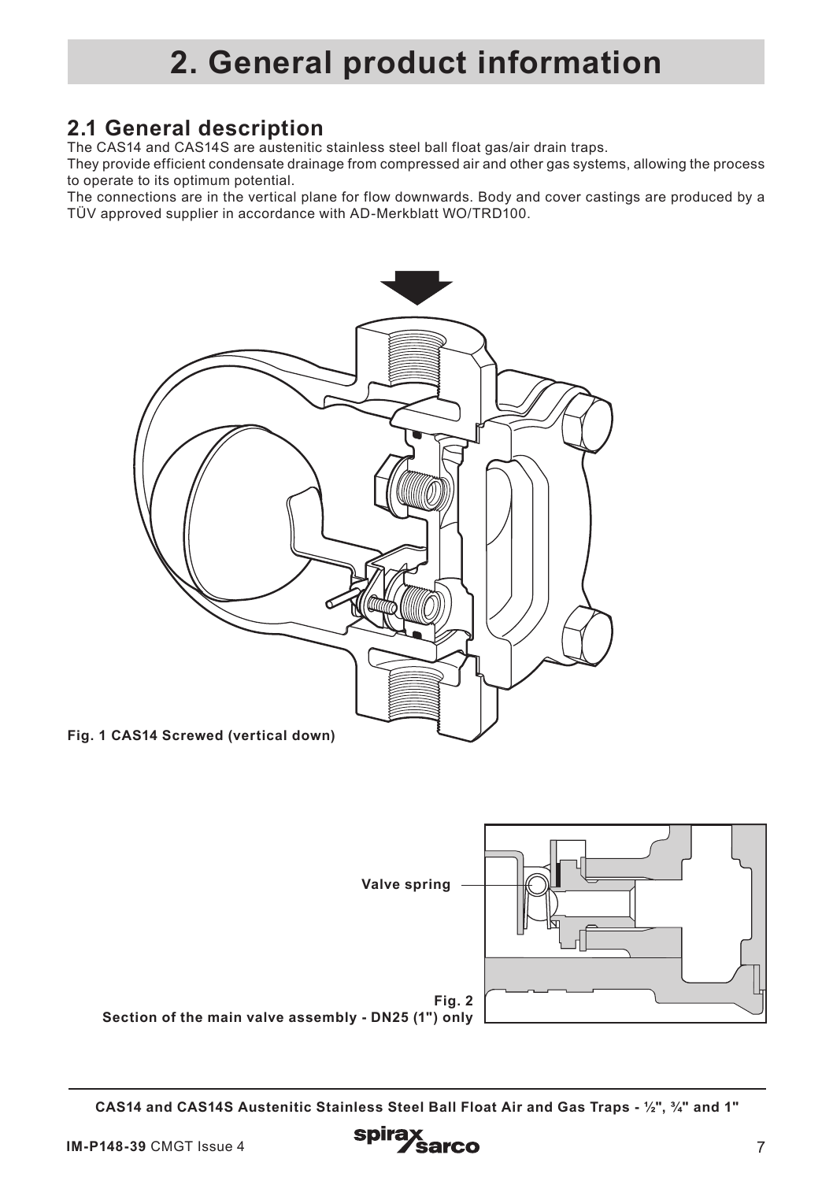# 2. General product information

## 2.1 General description

The CAS14 and CAS14S are austenitic stainless steel ball float gas/air drain traps.

They provide efficient condensate drainage from compressed air and other gas systems, allowing the process to operate to its optimum potential.

The connections are in the vertical plane for flow downwards. Body and cover castings are produced by a TÜV approved supplier in accordance with AD-Merkblatt WO/TRD100.

**Fig. 1 CAS14 Screwed (vertical down)**

Valve spring

**Fig. 2**
**Section of the main valve assembly - DN25 (1") only**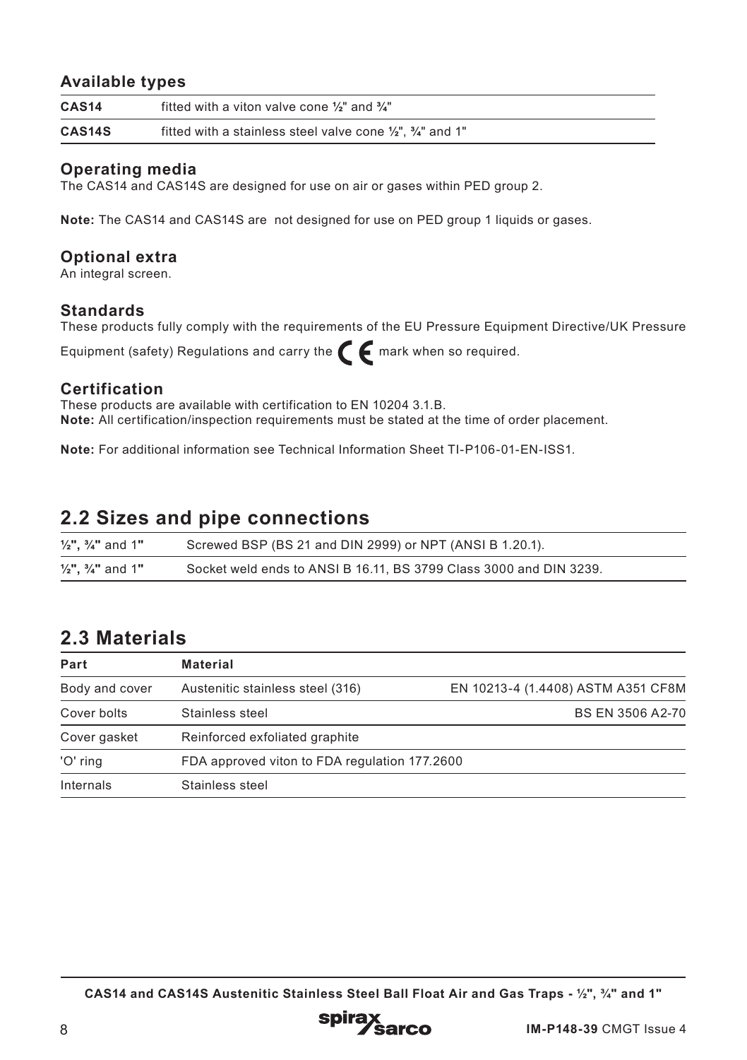### Available types

| | |
|---|---|
| **CAS14** | fitted with a viton valve cone ½" and ¾" |
| **CAS14S** | fitted with a stainless steel valve cone ½", ¾" and 1" |

### Operating media

The CAS14 and CAS14S are designed for use on air or gases within PED group 2.

**Note:** The CAS14 and CAS14S are not designed for use on PED group 1 liquids or gases.

### Optional extra

An integral screen.

### Standards

These products fully comply with the requirements of the EU Pressure Equipment Directive/UK Pressure Equipment (safety) Regulations and carry the CE mark when so required.

### Certification

These products are available with certification to EN 10204 3.1.B.
**Note:** All certification/inspection requirements must be stated at the time of order placement.

**Note:** For additional information see Technical Information Sheet TI-P106-01-EN-ISS1.

## 2.2 Sizes and pipe connections

| | |
|---|---|
| **½", ¾" and 1"** | Screwed BSP (BS 21 and DIN 2999) or NPT (ANSI B 1.20.1). |
| **½", ¾" and 1"** | Socket weld ends to ANSI B 16.11, BS 3799 Class 3000 and DIN 3239. |

## 2.3 Materials

| Part | Material | |
|---|---|---|
| Body and cover | Austenitic stainless steel (316) | EN 10213-4 (1.4408) ASTM A351 CF8M |
| Cover bolts | Stainless steel | BS EN 3506 A2-70 |
| Cover gasket | Reinforced exfoliated graphite | |
| 'O' ring | FDA approved viton to FDA regulation 177.2600 | |
| Internals | Stainless steel | |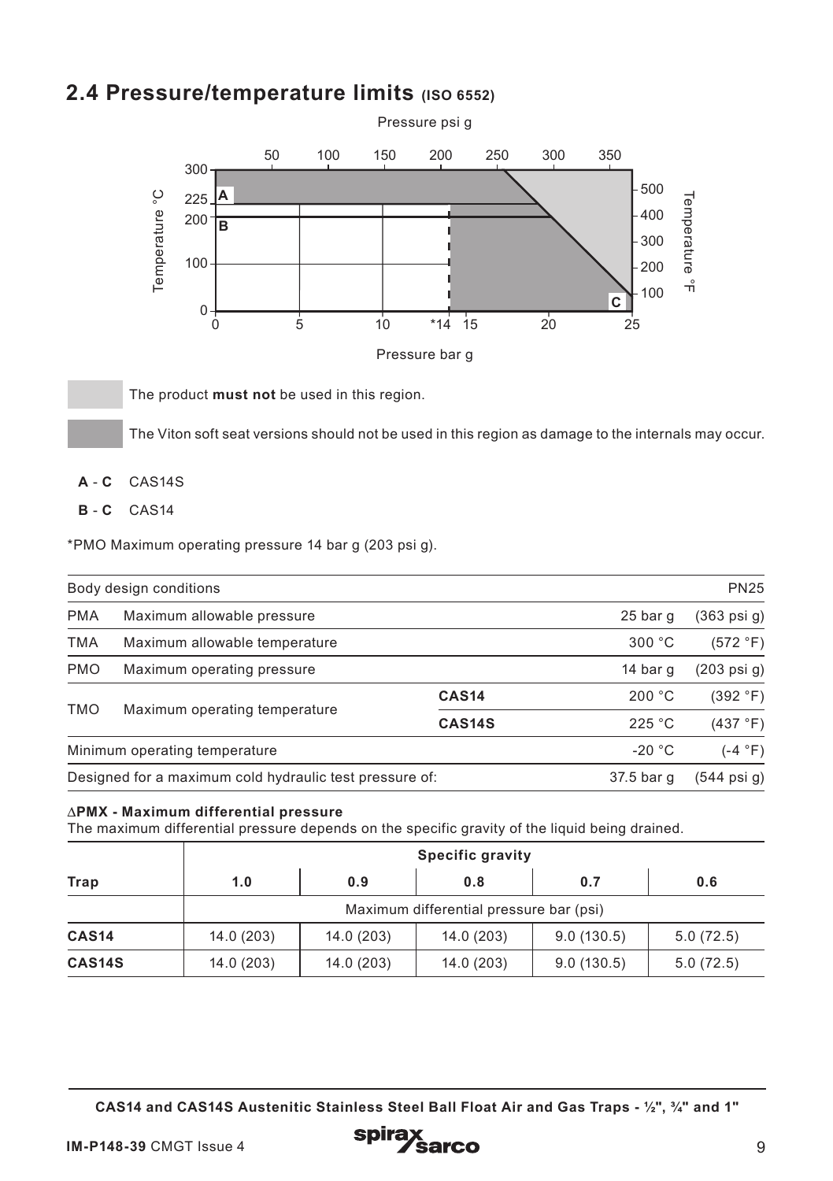## 2.4 Pressure/temperature limits (ISO 6552)

The product **must not** be used in this region.

The Viton soft seat versions should not be used in this region as damage to the internals may occur.

**A** - **C** CAS14S

**B** - **C** CAS14

*PMO Maximum operating pressure 14 bar g (203 psi g).

| Body design conditions | | | | PN25 |
|---|---|---|---|---|
| PMA | Maximum allowable pressure | | 25 bar g | (363 psi g) |
| TMA | Maximum allowable temperature | | 300 °C | (572 °F) |
| PMO | Maximum operating pressure | | 14 bar g | (203 psi g) |
| TMO | Maximum operating temperature | **CAS14** | 200 °C | (392 °F) |
| | | **CAS14S** | 225 °C | (437 °F) |
| Minimum operating temperature | | | -20 °C | (-4 °F) |
| Designed for a maximum cold hydraulic test pressure of: | | | 37.5 bar g | (544 psi g) |

**ΔPMX - Maximum differential pressure**

The maximum differential pressure depends on the specific gravity of the liquid being drained.

| | Specific gravity | | | | |
|---|---|---|---|---|---|
| **Trap** | **1.0** | **0.9** | **0.8** | **0.7** | **0.6** |
| | Maximum differential pressure bar (psi) | | | | |
| **CAS14** | 14.0 (203) | 14.0 (203) | 14.0 (203) | 9.0 (130.5) | 5.0 (72.5) |
| **CAS14S** | 14.0 (203) | 14.0 (203) | 14.0 (203) | 9.0 (130.5) | 5.0 (72.5) |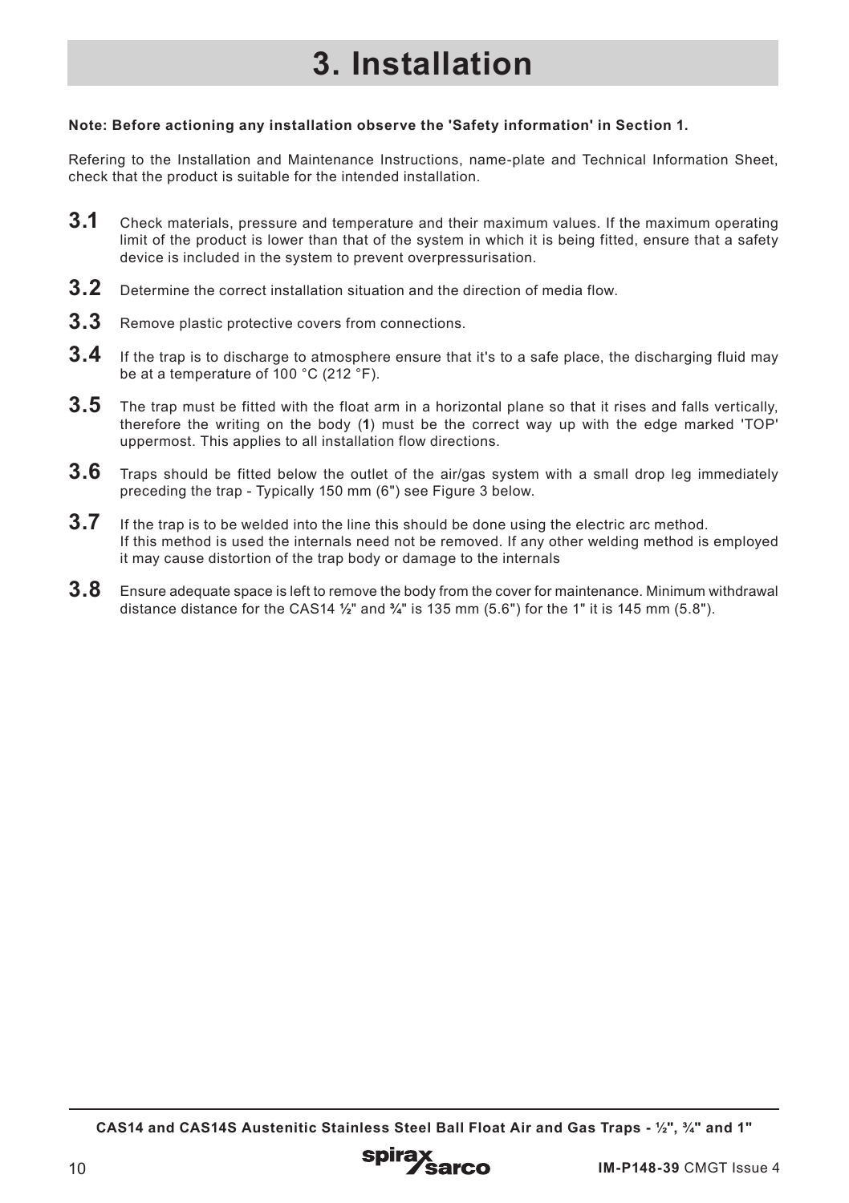# 3. Installation

**Note: Before actioning any installation observe the 'Safety information' in Section 1.**

Refering to the Installation and Maintenance Instructions, name-plate and Technical Information Sheet, check that the product is suitable for the intended installation.

**3.1** Check materials, pressure and temperature and their maximum values. If the maximum operating limit of the product is lower than that of the system in which it is being fitted, ensure that a safety device is included in the system to prevent overpressurisation.

**3.2** Determine the correct installation situation and the direction of media flow.

**3.3** Remove plastic protective covers from connections.

**3.4** If the trap is to discharge to atmosphere ensure that it's to a safe place, the discharging fluid may be at a temperature of 100 °C (212 °F).

**3.5** The trap must be fitted with the float arm in a horizontal plane so that it rises and falls vertically, therefore the writing on the body (**1**) must be the correct way up with the edge marked 'TOP' uppermost. This applies to all installation flow directions.

**3.6** Traps should be fitted below the outlet of the air/gas system with a small drop leg immediately preceding the trap - Typically 150 mm (6") see Figure 3 below.

**3.7** If the trap is to be welded into the line this should be done using the electric arc method. If this method is used the internals need not be removed. If any other welding method is employed it may cause distortion of the trap body or damage to the internals

**3.8** Ensure adequate space is left to remove the body from the cover for maintenance. Minimum withdrawal distance distance for the CAS14 ½" and ¾" is 135 mm (5.6") for the 1" it is 145 mm (5.8").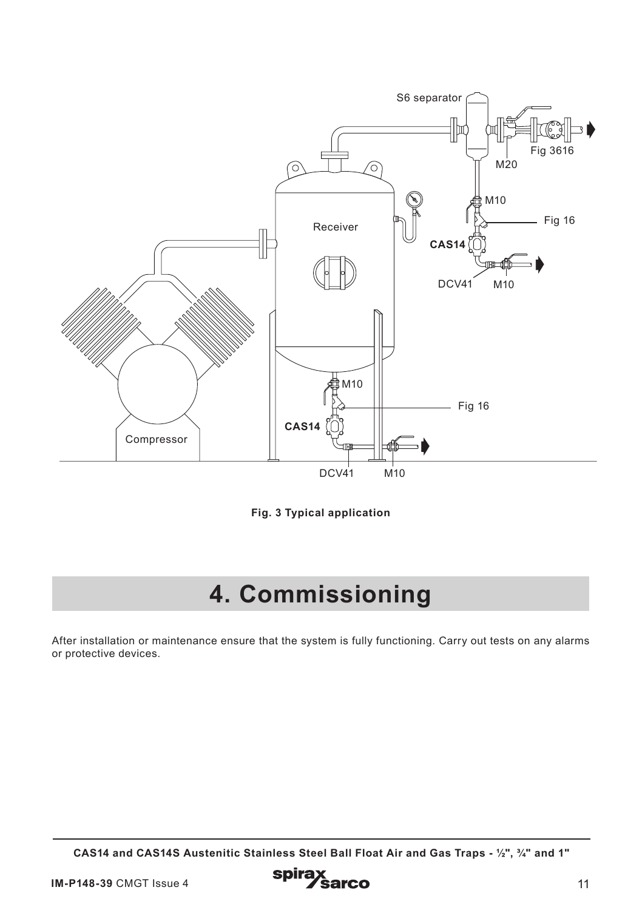Fig. 3 Typical application

# 4. Commissioning

After installation or maintenance ensure that the system is fully functioning. Carry out tests on any alarms or protective devices.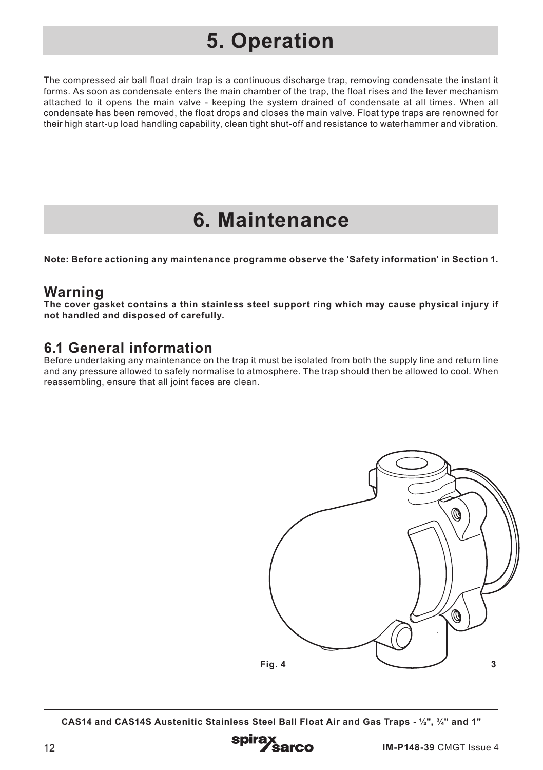# 5. Operation

The compressed air ball float drain trap is a continuous discharge trap, removing condensate the instant it forms. As soon as condensate enters the main chamber of the trap, the float rises and the lever mechanism attached to it opens the main valve - keeping the system drained of condensate at all times. When all condensate has been removed, the float drops and closes the main valve. Float type traps are renowned for their high start-up load handling capability, clean tight shut-off and resistance to waterhammer and vibration.

# 6. Maintenance

**Note: Before actioning any maintenance programme observe the 'Safety information' in Section 1.**

## Warning

**The cover gasket contains a thin stainless steel support ring which may cause physical injury if not handled and disposed of carefully.**

## 6.1 General information

Before undertaking any maintenance on the trap it must be isolated from both the supply line and return line and any pressure allowed to safely normalise to atmosphere. The trap should then be allowed to cool. When reassembling, ensure that all joint faces are clean.

**Fig. 4**

3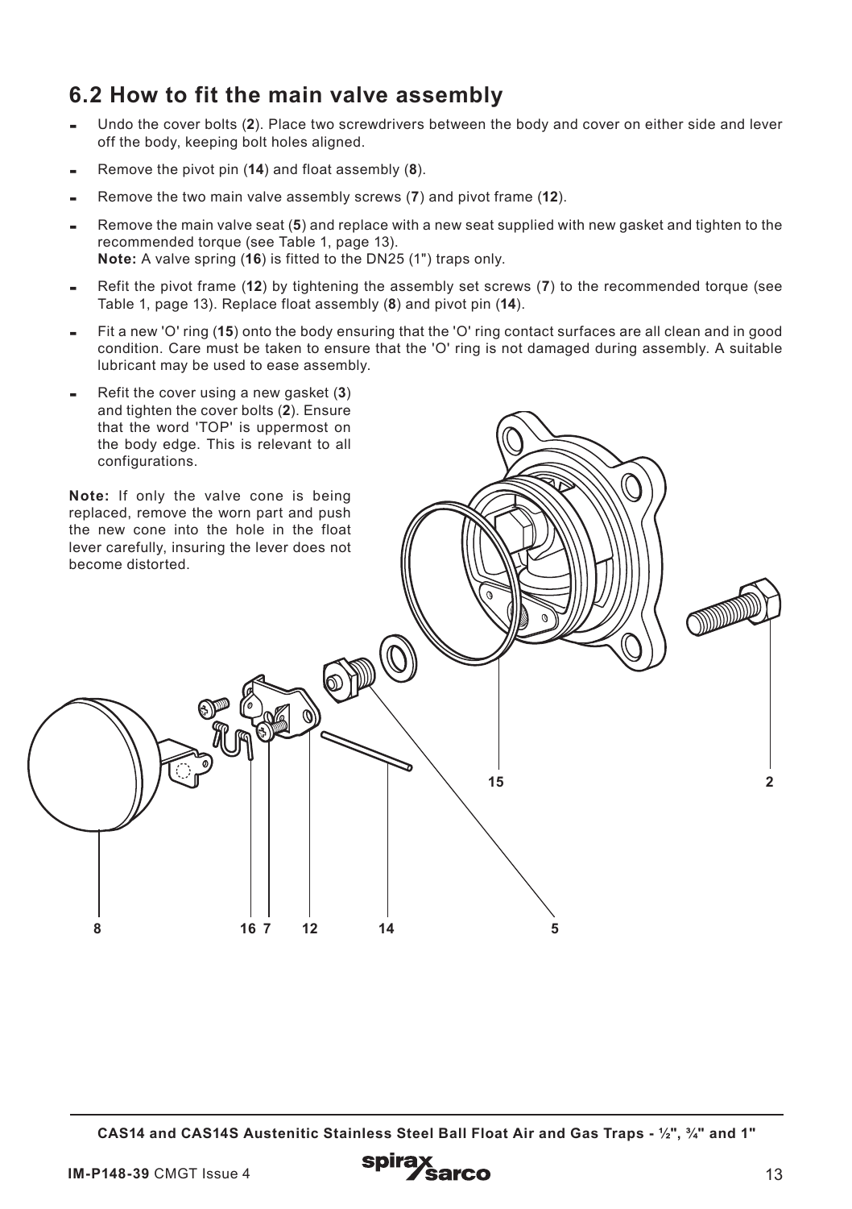## 6.2 How to fit the main valve assembly

- Undo the cover bolts (**2**). Place two screwdrivers between the body and cover on either side and lever off the body, keeping bolt holes aligned.
- Remove the pivot pin (**14**) and float assembly (**8**).
- Remove the two main valve assembly screws (**7**) and pivot frame (**12**).
- Remove the main valve seat (**5**) and replace with a new seat supplied with new gasket and tighten to the recommended torque (see Table 1, page 13).
  **Note:** A valve spring (**16**) is fitted to the DN25 (1") traps only.
- Refit the pivot frame (**12**) by tightening the assembly set screws (**7**) to the recommended torque (see Table 1, page 13). Replace float assembly (**8**) and pivot pin (**14**).
- Fit a new 'O' ring (**15**) onto the body ensuring that the 'O' ring contact surfaces are all clean and in good condition. Care must be taken to ensure that the 'O' ring is not damaged during assembly. A suitable lubricant may be used to ease assembly.
- Refit the cover using a new gasket (**3**) and tighten the cover bolts (**2**). Ensure that the word 'TOP' is uppermost on the body edge. This is relevant to all configurations.

**Note:** If only the valve cone is being replaced, remove the worn part and push the new cone into the hole in the float lever carefully, insuring the lever does not become distorted.

15 2

8 16 7 12 14 5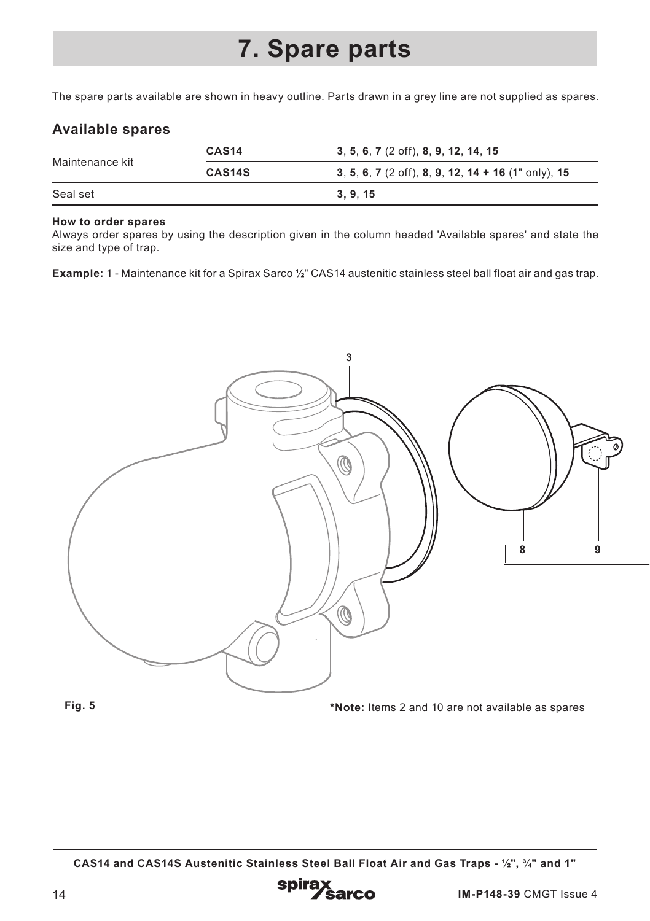# 7. Spare parts

The spare parts available are shown in heavy outline. Parts drawn in a grey line are not supplied as spares.

## Available spares

| | | |
|---|---|---|
| Maintenance kit | **CAS14** | **3**, **5**, **6**, **7** (2 off), **8**, **9**, **12**, **14**, **15** |
| | **CAS14S** | **3**, **5**, **6**, **7** (2 off), **8**, **9**, **12**, **14 + 16** (1" only), **15** |
| Seal set | | **3**, **9**, **15** |

**How to order spares**

Always order spares by using the description given in the column headed 'Available spares' and state the size and type of trap.

**Example:** 1 - Maintenance kit for a Spirax Sarco ½" CAS14 austenitic stainless steel ball float air and gas trap.

3

8 9

**Fig. 5**

***Note:** Items 2 and 10 are not available as spares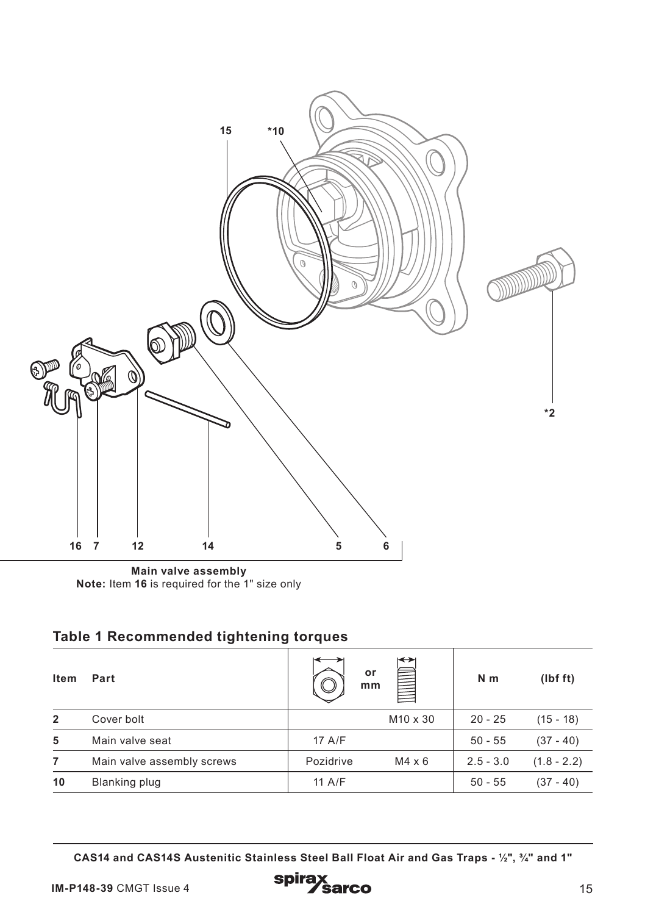15 *10

*2

16 7 12 14 5 6

**Main valve assembly**
**Note:** Item **16** is required for the 1" size only

## Table 1 Recommended tightening torques

| Item | Part | A/F or mm | | N m | (lbf ft) |
|---|---|---|---|---|---|
| **2** | Cover bolt | | M10 x 30 | 20 - 25 | (15 - 18) |
| **5** | Main valve seat | 17 A/F | | 50 - 55 | (37 - 40) |
| **7** | Main valve assembly screws | Pozidrive | M4 x 6 | 2.5 - 3.0 | (1.8 - 2.2) |
| **10** | Blanking plug | 11 A/F | | 50 - 55 | (37 - 40) |